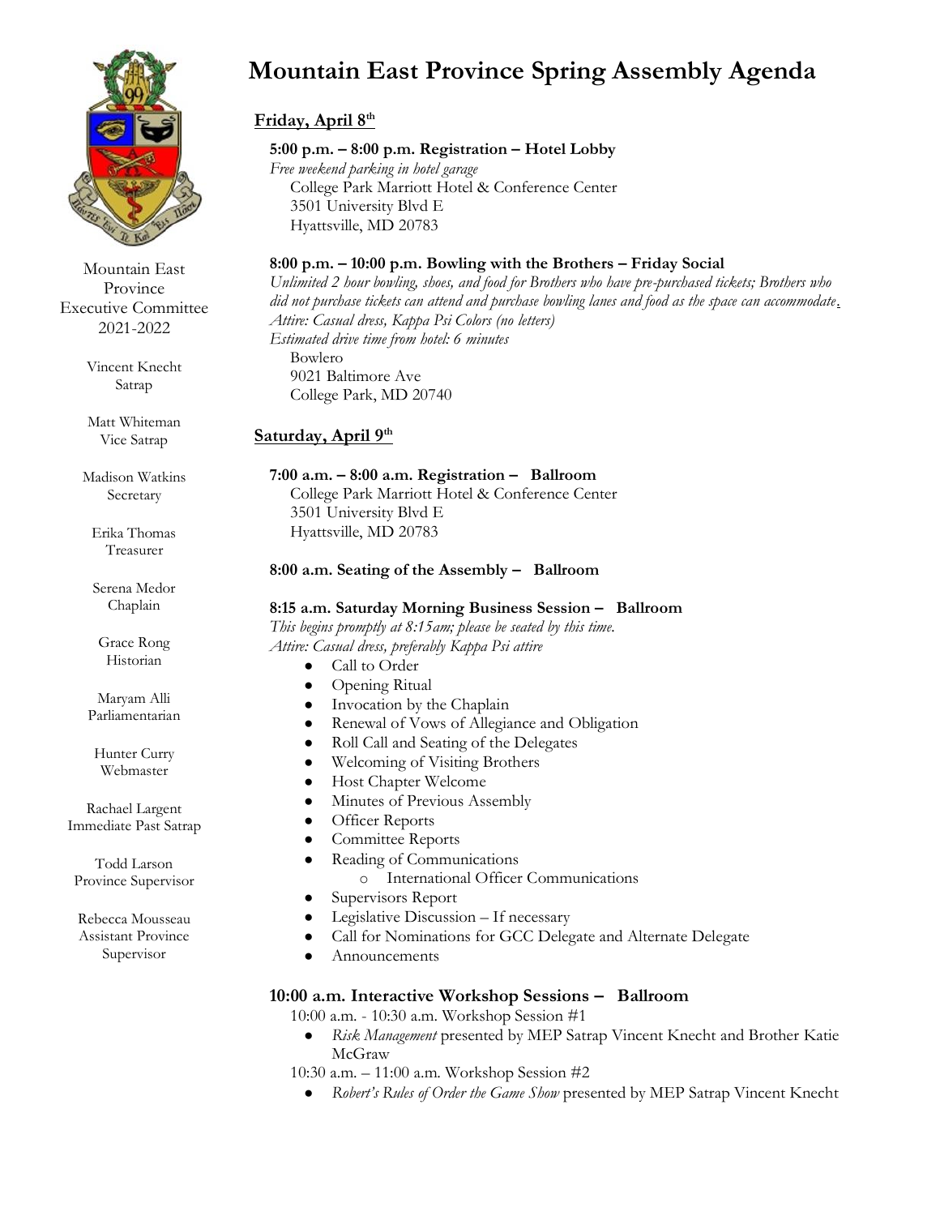# Mountain East Province Spring Assembly Agenda

Mountain East Province Executive Committee 2021-2022

Vincent Knecht
Satrap

Matt Whiteman
Vice Satrap

Madison Watkins
Secretary

Erika Thomas
Treasurer

Serena Medor
Chaplain

Grace Rong
Historian

Maryam Alli
Parliamentarian

Hunter Curry
Webmaster

Rachael Largent
Immediate Past Satrap

Todd Larson
Province Supervisor

Rebecca Mousseau
Assistant Province Supervisor

## Friday, April 8th

**5:00 p.m. – 8:00 p.m. Registration – Hotel Lobby**

*Free weekend parking in hotel garage*

College Park Marriott Hotel & Conference Center
3501 University Blvd E
Hyattsville, MD 20783

**8:00 p.m. – 10:00 p.m. Bowling with the Brothers – Friday Social**

*Unlimited 2 hour bowling, shoes, and food for Brothers who have pre-purchased tickets; Brothers who did not purchase tickets can attend and purchase bowling lanes and food as the space can accommodate.*

*Attire: Casual dress, Kappa Psi Colors (no letters)*

*Estimated drive time from hotel: 6 minutes*

Bowlero
9021 Baltimore Ave
College Park, MD 20740

## Saturday, April 9th

**7:00 a.m. – 8:00 a.m. Registration – Ballroom**

College Park Marriott Hotel & Conference Center
3501 University Blvd E
Hyattsville, MD 20783

**8:00 a.m. Seating of the Assembly – Ballroom**

**8:15 a.m. Saturday Morning Business Session – Ballroom**

*This begins promptly at 8:15am; please be seated by this time.*

*Attire: Casual dress, preferably Kappa Psi attire*

- Call to Order
- Opening Ritual
- Invocation by the Chaplain
- Renewal of Vows of Allegiance and Obligation
- Roll Call and Seating of the Delegates
- Welcoming of Visiting Brothers
- Host Chapter Welcome
- Minutes of Previous Assembly
- Officer Reports
- Committee Reports
- Reading of Communications
  - International Officer Communications
- Supervisors Report
- Legislative Discussion – If necessary
- Call for Nominations for GCC Delegate and Alternate Delegate
- Announcements

**10:00 a.m. Interactive Workshop Sessions – Ballroom**

10:00 a.m. - 10:30 a.m. Workshop Session #1

- *Risk Management* presented by MEP Satrap Vincent Knecht and Brother Katie McGraw

10:30 a.m. – 11:00 a.m. Workshop Session #2

- *Robert's Rules of Order the Game Show* presented by MEP Satrap Vincent Knecht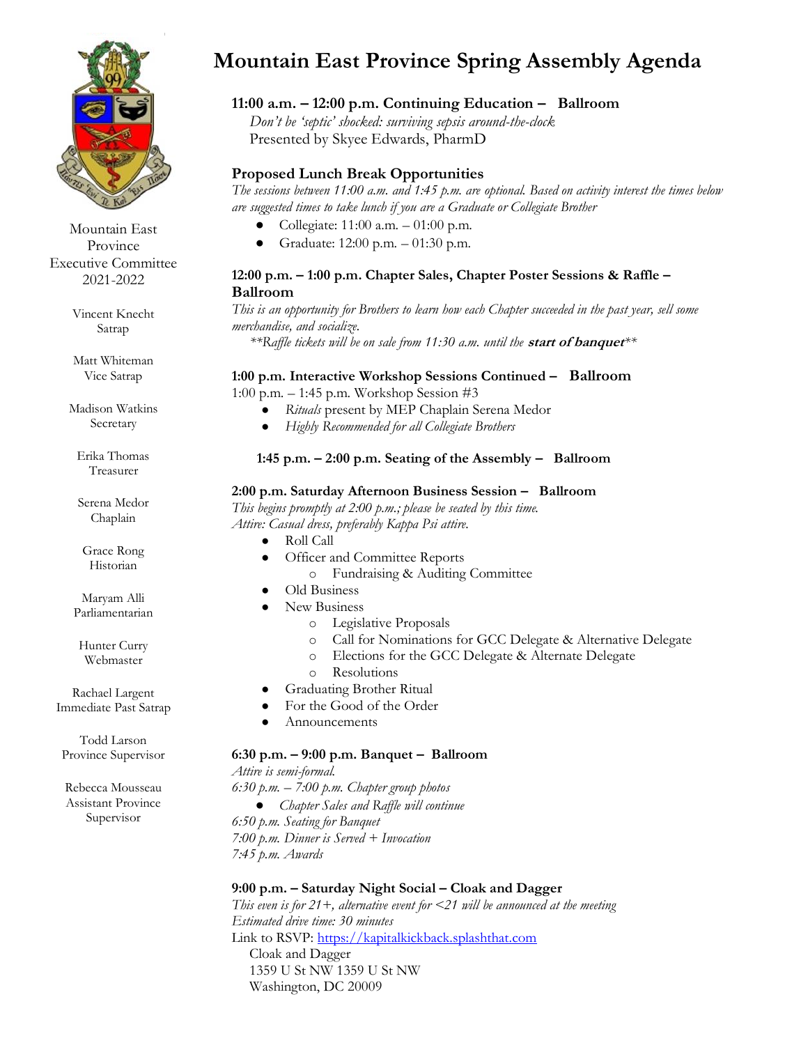Mountain East Province Executive Committee 2021-2022

Vincent Knecht
Satrap

Matt Whiteman
Vice Satrap

Madison Watkins
Secretary

Erika Thomas
Treasurer

Serena Medor
Chaplain

Grace Rong
Historian

Maryam Alli
Parliamentarian

Hunter Curry
Webmaster

Rachael Largent
Immediate Past Satrap

Todd Larson
Province Supervisor

Rebecca Mousseau
Assistant Province Supervisor

# Mountain East Province Spring Assembly Agenda

**11:00 a.m. – 12:00 p.m. Continuing Education – Ballroom**

*Don't be 'septic' shocked: surviving sepsis around-the-clock*
Presented by Skyee Edwards, PharmD

**Proposed Lunch Break Opportunities**

*The sessions between 11:00 a.m. and 1:45 p.m. are optional. Based on activity interest the times below are suggested times to take lunch if you are a Graduate or Collegiate Brother*

- Collegiate: 11:00 a.m. – 01:00 p.m.
- Graduate: 12:00 p.m. – 01:30 p.m.

**12:00 p.m. – 1:00 p.m. Chapter Sales, Chapter Poster Sessions & Raffle – Ballroom**

*This is an opportunity for Brothers to learn how each Chapter succeeded in the past year, sell some merchandise, and socialize.*

*\*\*Raffle tickets will be on sale from 11:30 a.m. until the* ***start of banquet****\*\**

**1:00 p.m. Interactive Workshop Sessions Continued – Ballroom**

1:00 p.m. – 1:45 p.m. Workshop Session #3

- *Rituals* present by MEP Chaplain Serena Medor
- *Highly Recommended for all Collegiate Brothers*

**1:45 p.m. – 2:00 p.m. Seating of the Assembly – Ballroom**

**2:00 p.m. Saturday Afternoon Business Session – Ballroom**

*This begins promptly at 2:00 p.m.; please be seated by this time.*
*Attire: Casual dress, preferably Kappa Psi attire.*

- Roll Call
- Officer and Committee Reports
  - Fundraising & Auditing Committee
- Old Business
- New Business
  - Legislative Proposals
  - Call for Nominations for GCC Delegate & Alternative Delegate
  - Elections for the GCC Delegate & Alternate Delegate
  - Resolutions
- Graduating Brother Ritual
- For the Good of the Order
- Announcements

**6:30 p.m. – 9:00 p.m. Banquet – Ballroom**

*Attire is semi-formal.*
*6:30 p.m. – 7:00 p.m. Chapter group photos*

- *Chapter Sales and Raffle will continue*

*6:50 p.m. Seating for Banquet*
*7:00 p.m. Dinner is Served + Invocation*
*7:45 p.m. Awards*

**9:00 p.m. – Saturday Night Social – Cloak and Dagger**

*This even is for 21+, alternative event for <21 will be announced at the meeting*
*Estimated drive time: 30 minutes*

Link to RSVP: https://kapitalkickback.splashthat.com

Cloak and Dagger
1359 U St NW 1359 U St NW
Washington, DC 20009